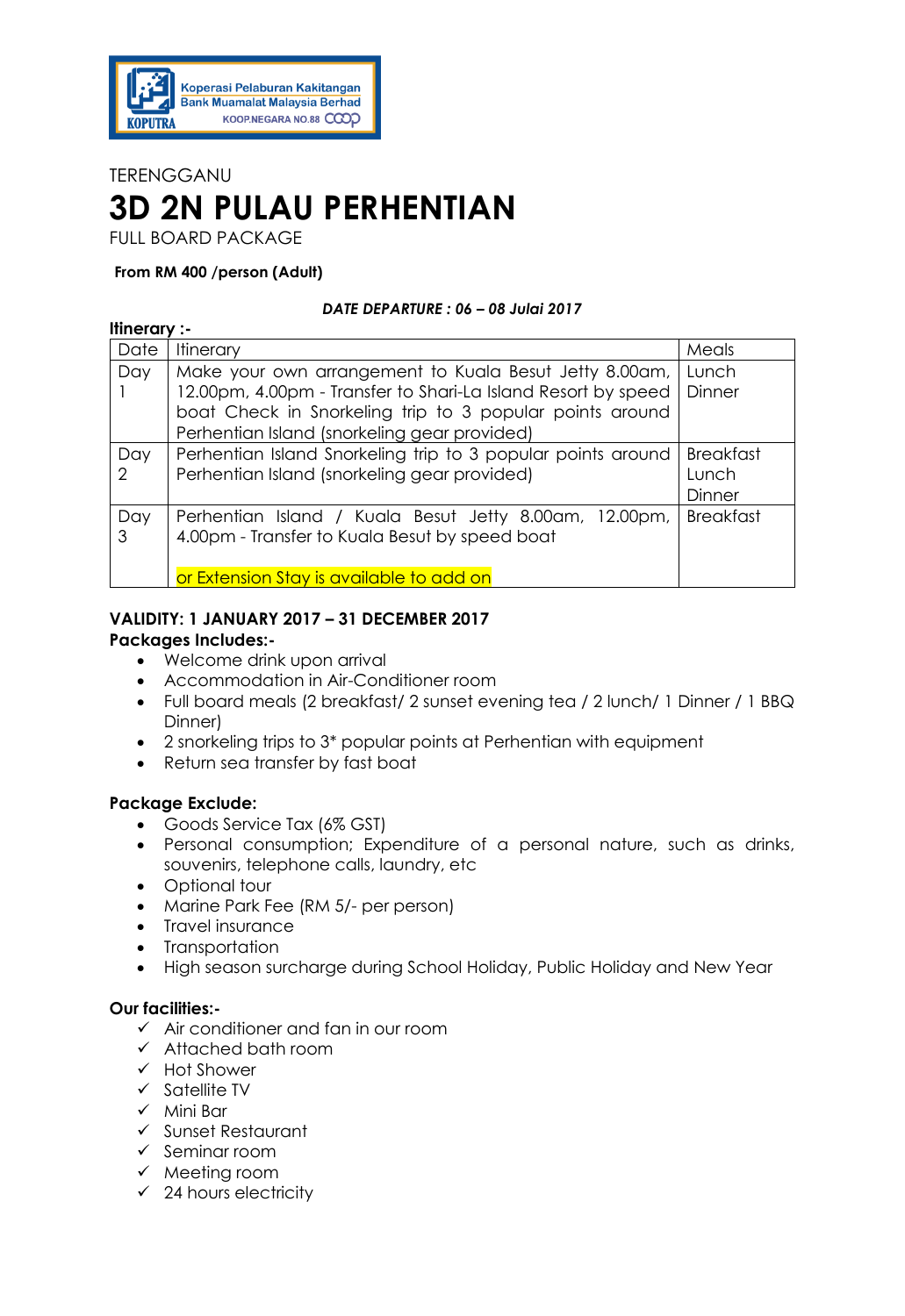TERENGGANU

# 3D 2N PULAU PERHENTIAN

FULL BOARD PACKAGE

**From RM 400 /person (Adult)**

***DATE DEPARTURE : 06 – 08 Julai 2017***

**Itinerary :-**

| Date | Itinerary | Meals |
|---|---|---|
| Day 1 | Make your own arrangement to Kuala Besut Jetty 8.00am, 12.00pm, 4.00pm - Transfer to Shari-La Island Resort by speed boat Check in Snorkeling trip to 3 popular points around Perhentian Island (snorkeling gear provided) | Lunch Dinner |
| Day 2 | Perhentian Island Snorkeling trip to 3 popular points around Perhentian Island (snorkeling gear provided) | Breakfast Lunch Dinner |
| Day 3 | Perhentian Island / Kuala Besut Jetty 8.00am, 12.00pm, 4.00pm - Transfer to Kuala Besut by speed boat<br><br>or Extension Stay is available to add on | Breakfast |

**VALIDITY: 1 JANUARY 2017 – 31 DECEMBER 2017**

**Packages Includes:-**

- Welcome drink upon arrival
- Accommodation in Air-Conditioner room
- Full board meals (2 breakfast/ 2 sunset evening tea / 2 lunch/ 1 Dinner / 1 BBQ Dinner)
- 2 snorkeling trips to 3* popular points at Perhentian with equipment
- Return sea transfer by fast boat

**Package Exclude:**

- Goods Service Tax (6% GST)
- Personal consumption; Expenditure of a personal nature, such as drinks, souvenirs, telephone calls, laundry, etc
- Optional tour
- Marine Park Fee (RM 5/- per person)
- Travel insurance
- Transportation
- High season surcharge during School Holiday, Public Holiday and New Year

**Our facilities:-**

- ✓ Air conditioner and fan in our room
- ✓ Attached bath room
- ✓ Hot Shower
- ✓ Satellite TV
- ✓ Mini Bar
- ✓ Sunset Restaurant
- ✓ Seminar room
- ✓ Meeting room
- ✓ 24 hours electricity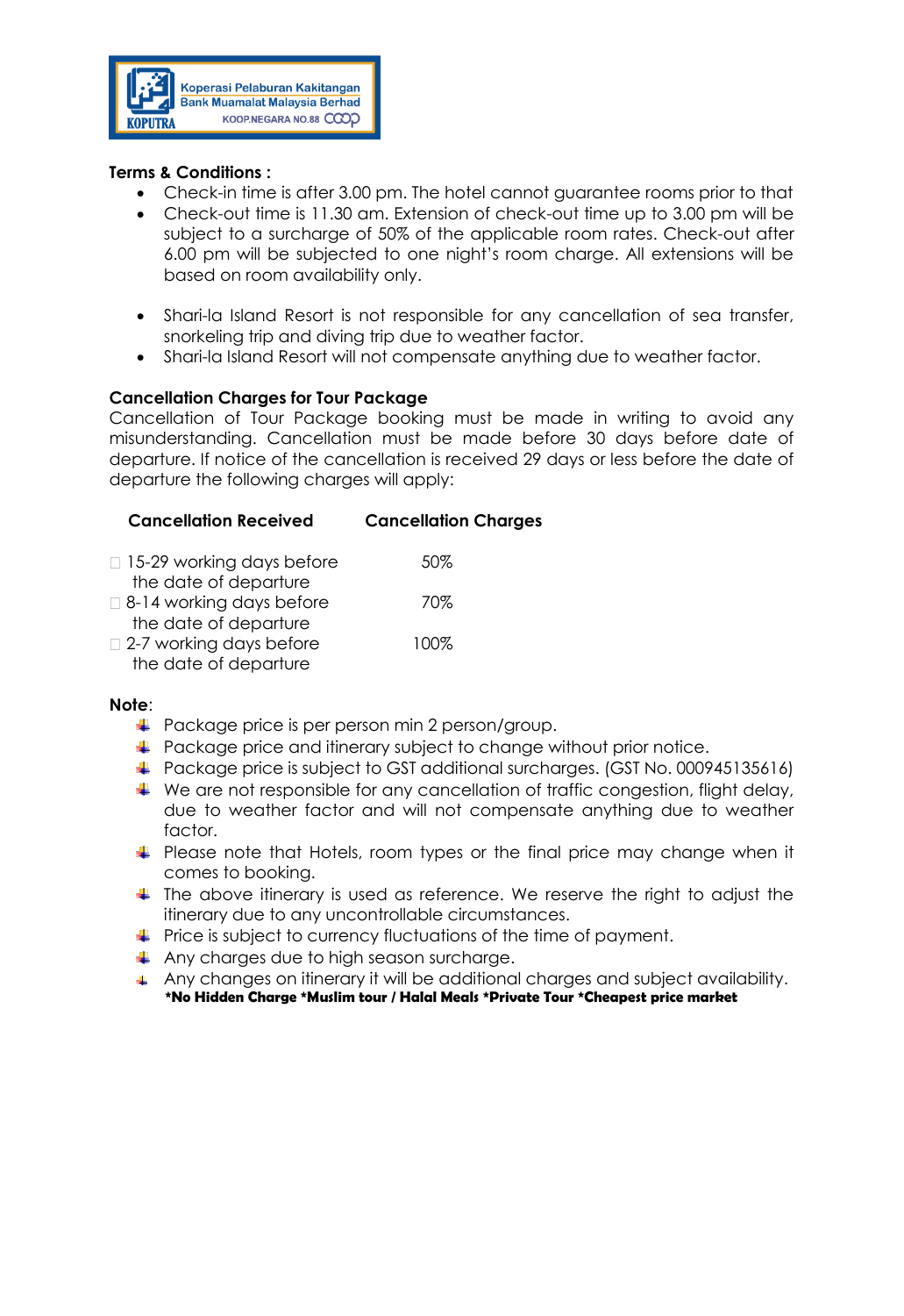**Terms & Conditions :**

- Check-in time is after 3.00 pm. The hotel cannot guarantee rooms prior to that
- Check-out time is 11.30 am. Extension of check-out time up to 3.00 pm will be subject to a surcharge of 50% of the applicable room rates. Check-out after 6.00 pm will be subjected to one night's room charge. All extensions will be based on room availability only.
- Shari-la Island Resort is not responsible for any cancellation of sea transfer, snorkeling trip and diving trip due to weather factor.
- Shari-la Island Resort will not compensate anything due to weather factor.

**Cancellation Charges for Tour Package**

Cancellation of Tour Package booking must be made in writing to avoid any misunderstanding. Cancellation must be made before 30 days before date of departure. If notice of the cancellation is received 29 days or less before the date of departure the following charges will apply:

| Cancellation Received | Cancellation Charges |
|---|---|
| 15-29 working days before the date of departure | 50% |
| 8-14 working days before the date of departure | 70% |
| 2-7 working days before the date of departure | 100% |

**Note**:

- Package price is per person min 2 person/group.
- Package price and itinerary subject to change without prior notice.
- Package price is subject to GST additional surcharges. (GST No. 000945135616)
- We are not responsible for any cancellation of traffic congestion, flight delay, due to weather factor and will not compensate anything due to weather factor.
- Please note that Hotels, room types or the final price may change when it comes to booking.
- The above itinerary is used as reference. We reserve the right to adjust the itinerary due to any uncontrollable circumstances.
- Price is subject to currency fluctuations of the time of payment.
- Any charges due to high season surcharge.
- Any changes on itinerary it will be additional charges and subject availability.

**\*No Hidden Charge \*Muslim tour / Halal Meals \*Private Tour \*Cheapest price market**